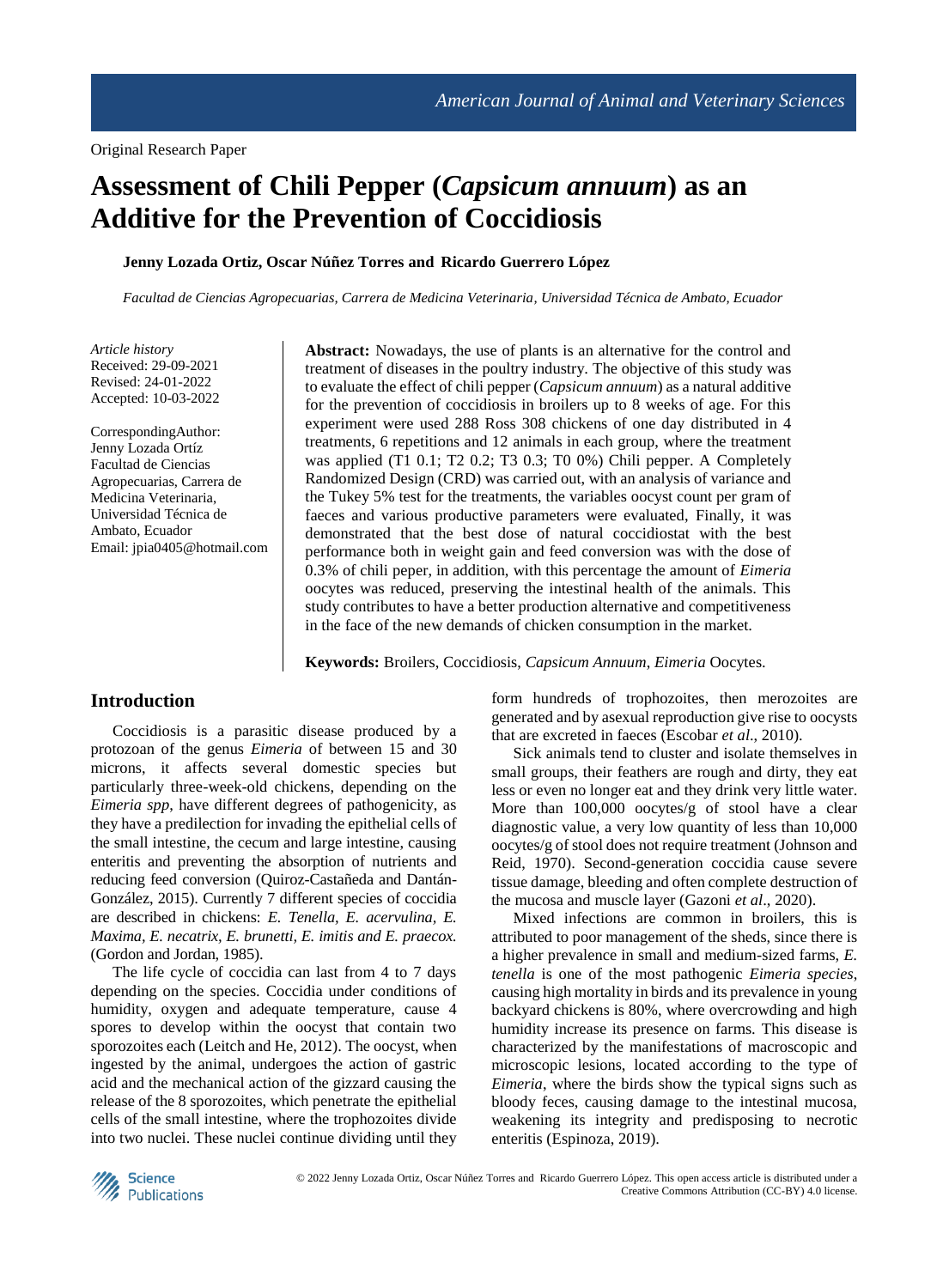Original Research Paper

# Assessment of Chili Pepper (*Capsicum annuum*) as an Additive for the Prevention of Coccidiosis

**Jenny Lozada Ortiz, Oscar Núñez Torres and Ricardo Guerrero López**

*Facultad de Ciencias Agropecuarias, Carrera de Medicina Veterinaria, Universidad Técnica de Ambato, Ecuador*

*Article history*
Received: 29-09-2021
Revised: 24-01-2022
Accepted: 10-03-2022

CorrespondingAuthor:
Jenny Lozada Ortíz
Facultad de Ciencias Agropecuarias, Carrera de Medicina Veterinaria, Universidad Técnica de Ambato, Ecuador
Email: jpia0405@hotmail.com

**Abstract:** Nowadays, the use of plants is an alternative for the control and treatment of diseases in the poultry industry. The objective of this study was to evaluate the effect of chili pepper (*Capsicum annuum*) as a natural additive for the prevention of coccidiosis in broilers up to 8 weeks of age. For this experiment were used 288 Ross 308 chickens of one day distributed in 4 treatments, 6 repetitions and 12 animals in each group, where the treatment was applied (T1 0.1; T2 0.2; T3 0.3; T0 0%) Chili pepper. A Completely Randomized Design (CRD) was carried out, with an analysis of variance and the Tukey 5% test for the treatments, the variables oocyst count per gram of faeces and various productive parameters were evaluated, Finally, it was demonstrated that the best dose of natural coccidiostat with the best performance both in weight gain and feed conversion was with the dose of 0.3% of chili peper, in addition, with this percentage the amount of *Eimeria* oocytes was reduced, preserving the intestinal health of the animals. This study contributes to have a better production alternative and competitiveness in the face of the new demands of chicken consumption in the market.

**Keywords:** Broilers, Coccidiosis, *Capsicum Annuum*, *Eimeria* Oocytes.

## Introduction

Coccidiosis is a parasitic disease produced by a protozoan of the genus *Eimeria* of between 15 and 30 microns, it affects several domestic species but particularly three-week-old chickens, depending on the *Eimeria spp*, have different degrees of pathogenicity, as they have a predilection for invading the epithelial cells of the small intestine, the cecum and large intestine, causing enteritis and preventing the absorption of nutrients and reducing feed conversion (Quiroz-Castañeda and Dantán-González, 2015). Currently 7 different species of coccidia are described in chickens: *E. Tenella, E. acervulina, E. Maxima, E. necatrix, E. brunetti, E. imitis and E. praecox.* (Gordon and Jordan, 1985).

The life cycle of coccidia can last from 4 to 7 days depending on the species. Coccidia under conditions of humidity, oxygen and adequate temperature, cause 4 spores to develop within the oocyst that contain two sporozoites each (Leitch and He, 2012). The oocyst, when ingested by the animal, undergoes the action of gastric acid and the mechanical action of the gizzard causing the release of the 8 sporozoites, which penetrate the epithelial cells of the small intestine, where the trophozoites divide into two nuclei. These nuclei continue dividing until they form hundreds of trophozoites, then merozoites are generated and by asexual reproduction give rise to oocysts that are excreted in faeces (Escobar *et al*., 2010).

Sick animals tend to cluster and isolate themselves in small groups, their feathers are rough and dirty, they eat less or even no longer eat and they drink very little water. More than 100,000 oocytes/g of stool have a clear diagnostic value, a very low quantity of less than 10,000 oocytes/g of stool does not require treatment (Johnson and Reid, 1970). Second-generation coccidia cause severe tissue damage, bleeding and often complete destruction of the mucosa and muscle layer (Gazoni *et al*., 2020).

Mixed infections are common in broilers, this is attributed to poor management of the sheds, since there is a higher prevalence in small and medium-sized farms, *E. tenella* is one of the most pathogenic *Eimeria species*, causing high mortality in birds and its prevalence in young backyard chickens is 80%, where overcrowding and high humidity increase its presence on farms. This disease is characterized by the manifestations of macroscopic and microscopic lesions, located according to the type of *Eimeria*, where the birds show the typical signs such as bloody feces, causing damage to the intestinal mucosa, weakening its integrity and predisposing to necrotic enteritis (Espinoza, 2019).

© 2022 Jenny Lozada Ortiz, Oscar Núñez Torres and Ricardo Guerrero López. This open access article is distributed under a Creative Commons Attribution (CC-BY) 4.0 license.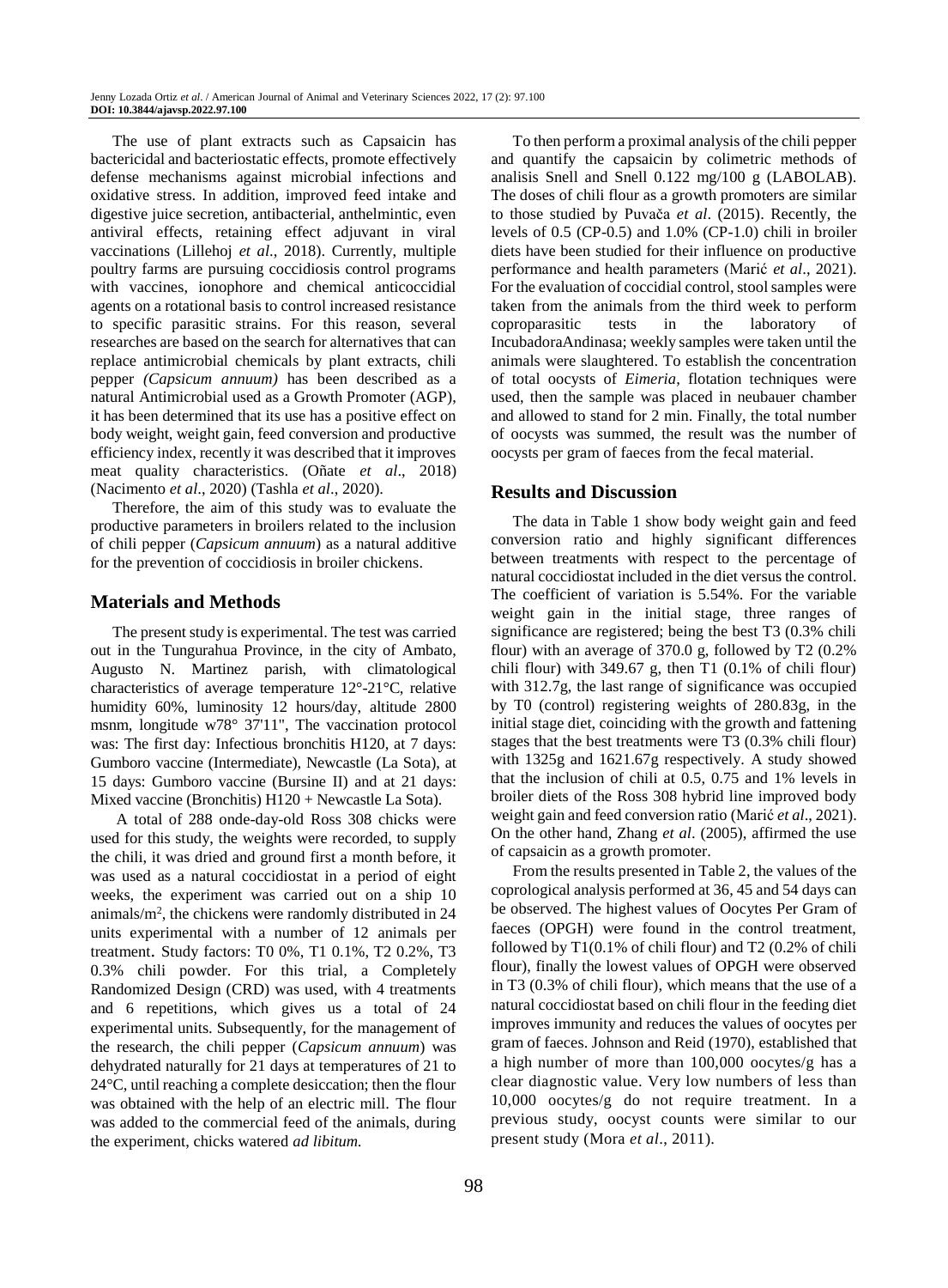The use of plant extracts such as Capsaicin has bactericidal and bacteriostatic effects, promote effectively defense mechanisms against microbial infections and oxidative stress. In addition, improved feed intake and digestive juice secretion, antibacterial, anthelmintic, even antiviral effects, retaining effect adjuvant in viral vaccinations (Lillehoj *et al*., 2018). Currently, multiple poultry farms are pursuing coccidiosis control programs with vaccines, ionophore and chemical anticoccidial agents on a rotational basis to control increased resistance to specific parasitic strains. For this reason, several researches are based on the search for alternatives that can replace antimicrobial chemicals by plant extracts, chili pepper *(Capsicum annuum)* has been described as a natural Antimicrobial used as a Growth Promoter (AGP), it has been determined that its use has a positive effect on body weight, weight gain, feed conversion and productive efficiency index, recently it was described that it improves meat quality characteristics. (Oñate *et al*., 2018) (Nacimento *et al*., 2020) (Tashla *et al*., 2020).

Therefore, the aim of this study was to evaluate the productive parameters in broilers related to the inclusion of chili pepper (*Capsicum annuum*) as a natural additive for the prevention of coccidiosis in broiler chickens.

## Materials and Methods

The present study is experimental. The test was carried out in the Tungurahua Province, in the city of Ambato, Augusto N. Martinez parish, with climatological characteristics of average temperature 12°-21°C, relative humidity 60%, luminosity 12 hours/day, altitude 2800 msnm, longitude w78° 37'11", The vaccination protocol was: The first day: Infectious bronchitis H120, at 7 days: Gumboro vaccine (Intermediate), Newcastle (La Sota), at 15 days: Gumboro vaccine (Bursine II) and at 21 days: Mixed vaccine (Bronchitis) H120 + Newcastle La Sota).

A total of 288 onde-day-old Ross 308 chicks were used for this study, the weights were recorded, to supply the chili, it was dried and ground first a month before, it was used as a natural coccidiostat in a period of eight weeks, the experiment was carried out on a ship 10 animals/m$^2$, the chickens were randomly distributed in 24 units experimental with a number of 12 animals per treatment. Study factors: T0 0%, T1 0.1%, T2 0.2%, T3 0.3% chili powder. For this trial, a Completely Randomized Design (CRD) was used, with 4 treatments and 6 repetitions, which gives us a total of 24 experimental units. Subsequently, for the management of the research, the chili pepper (*Capsicum annuum*) was dehydrated naturally for 21 days at temperatures of 21 to 24°C, until reaching a complete desiccation; then the flour was obtained with the help of an electric mill. The flour was added to the commercial feed of the animals, during the experiment, chicks watered *ad libitum.*

To then perform a proximal analysis of the chili pepper and quantify the capsaicin by colimetric methods of analisis Snell and Snell 0.122 mg/100 g (LABOLAB). The doses of chili flour as a growth promoters are similar to those studied by Puvača *et al*. (2015). Recently, the levels of 0.5 (CP-0.5) and 1.0% (CP-1.0) chili in broiler diets have been studied for their influence on productive performance and health parameters (Marić *et al*., 2021). For the evaluation of coccidial control, stool samples were taken from the animals from the third week to perform coproparasitic tests in the laboratory of IncubadoraAndinasa; weekly samples were taken until the animals were slaughtered. To establish the concentration of total oocysts of *Eimeria*, flotation techniques were used, then the sample was placed in neubauer chamber and allowed to stand for 2 min. Finally, the total number of oocysts was summed, the result was the number of oocysts per gram of faeces from the fecal material.

## Results and Discussion

The data in Table 1 show body weight gain and feed conversion ratio and highly significant differences between treatments with respect to the percentage of natural coccidiostat included in the diet versus the control. The coefficient of variation is 5.54%. For the variable weight gain in the initial stage, three ranges of significance are registered; being the best T3 (0.3% chili flour) with an average of 370.0 g, followed by T2 (0.2% chili flour) with 349.67 g, then T1 (0.1% of chili flour) with 312.7g, the last range of significance was occupied by T0 (control) registering weights of 280.83g, in the initial stage diet, coinciding with the growth and fattening stages that the best treatments were T3 (0.3% chili flour) with 1325g and 1621.67g respectively. A study showed that the inclusion of chili at 0.5, 0.75 and 1% levels in broiler diets of the Ross 308 hybrid line improved body weight gain and feed conversion ratio (Marić *et al*., 2021). On the other hand, Zhang *et al*. (2005), affirmed the use of capsaicin as a growth promoter.

From the results presented in Table 2, the values of the coprological analysis performed at 36, 45 and 54 days can be observed. The highest values of Oocytes Per Gram of faeces (OPGH) were found in the control treatment, followed by T1(0.1% of chili flour) and T2 (0.2% of chili flour), finally the lowest values of OPGH were observed in T3 (0.3% of chili flour), which means that the use of a natural coccidiostat based on chili flour in the feeding diet improves immunity and reduces the values of oocytes per gram of faeces. Johnson and Reid (1970), established that a high number of more than 100,000 oocytes/g has a clear diagnostic value. Very low numbers of less than 10,000 oocytes/g do not require treatment. In a previous study, oocyst counts were similar to our present study (Mora *et al*., 2011).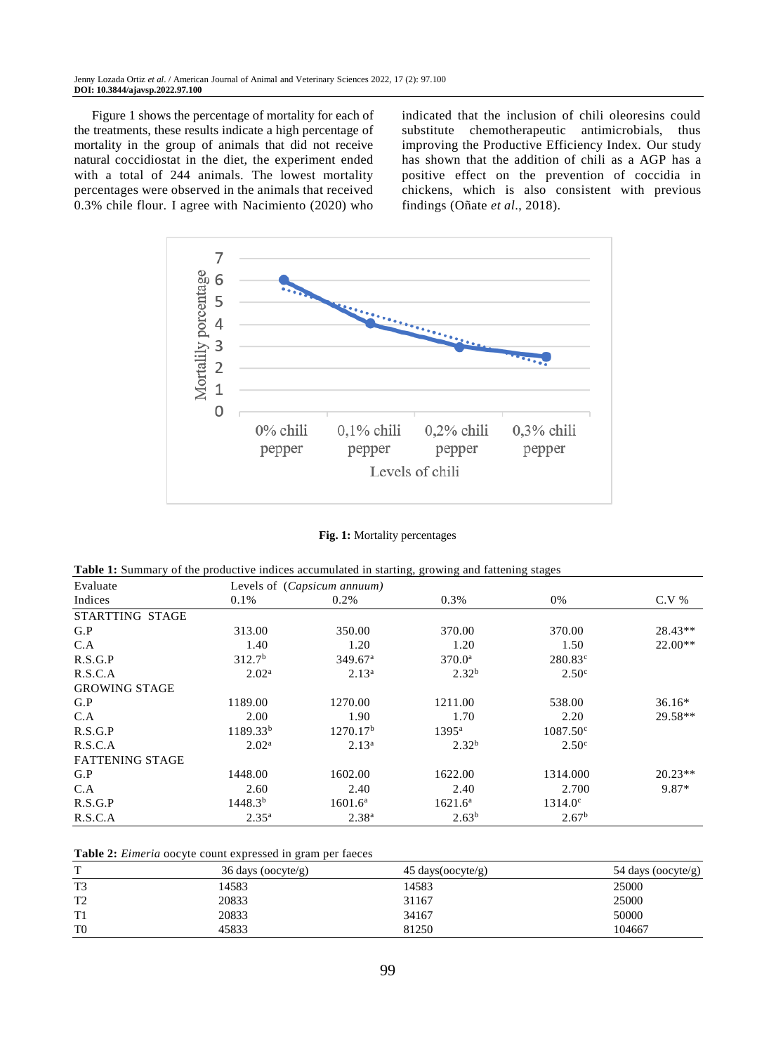Figure 1 shows the percentage of mortality for each of the treatments, these results indicate a high percentage of mortality in the group of animals that did not receive natural coccidiostat in the diet, the experiment ended with a total of 244 animals. The lowest mortality percentages were observed in the animals that received 0.3% chile flour. I agree with Nacimiento (2020) who indicated that the inclusion of chili oleoresins could substitute chemotherapeutic antimicrobials, thus improving the Productive Efficiency Index. Our study has shown that the addition of chili as a AGP has a positive effect on the prevention of coccidia in chickens, which is also consistent with previous findings (Oñate *et al*., 2018).

**Fig. 1:** Mortality percentages

**Table 1:** Summary of the productive indices accumulated in starting, growing and fattening stages

| Evaluate Indices | Levels of (*Capsicum annuum*) 0.1% | 0.2% | 0.3% | 0% | C.V % |
|---|---|---|---|---|---|
| STARTTING STAGE | | | | | |
| G.P | 313.00 | 350.00 | 370.00 | 370.00 | 28.43** |
| C.A | 1.40 | 1.20 | 1.20 | 1.50 | 22.00** |
| R.S.G.P | 312.7[b] | 349.67[a] | 370.0[a] | 280.83[c] | |
| R.S.C.A | 2.02[a] | 2.13[a] | 2.32[b] | 2.50[c] | |
| GROWING STAGE | | | | | |
| G.P | 1189.00 | 1270.00 | 1211.00 | 538.00 | 36.16* |
| C.A | 2.00 | 1.90 | 1.70 | 2.20 | 29.58** |
| R.S.G.P | 1189.33[b] | 1270.17[b] | 1395[a] | 1087.50[c] | |
| R.S.C.A | 2.02[a] | 2.13[a] | 2.32[b] | 2.50[c] | |
| FATTENING STAGE | | | | | |
| G.P | 1448.00 | 1602.00 | 1622.00 | 1314.000 | 20.23** |
| C.A | 2.60 | 2.40 | 2.40 | 2.700 | 9.87* |
| R.S.G.P | 1448.3[b] | 1601.6[a] | 1621.6[a] | 1314.0[c] | |
| R.S.C.A | 2.35[a] | 2.38[a] | 2.63[b] | 2.67[b] | |

**Table 2:** *Eimeria* oocyte count expressed in gram per faeces

| T | 36 days (oocyte/g) | 45 days(oocyte/g) | 54 days (oocyte/g) |
|---|---|---|---|
| T3 | 14583 | 14583 | 25000 |
| T2 | 20833 | 31167 | 25000 |
| T1 | 20833 | 34167 | 50000 |
| T0 | 45833 | 81250 | 104667 |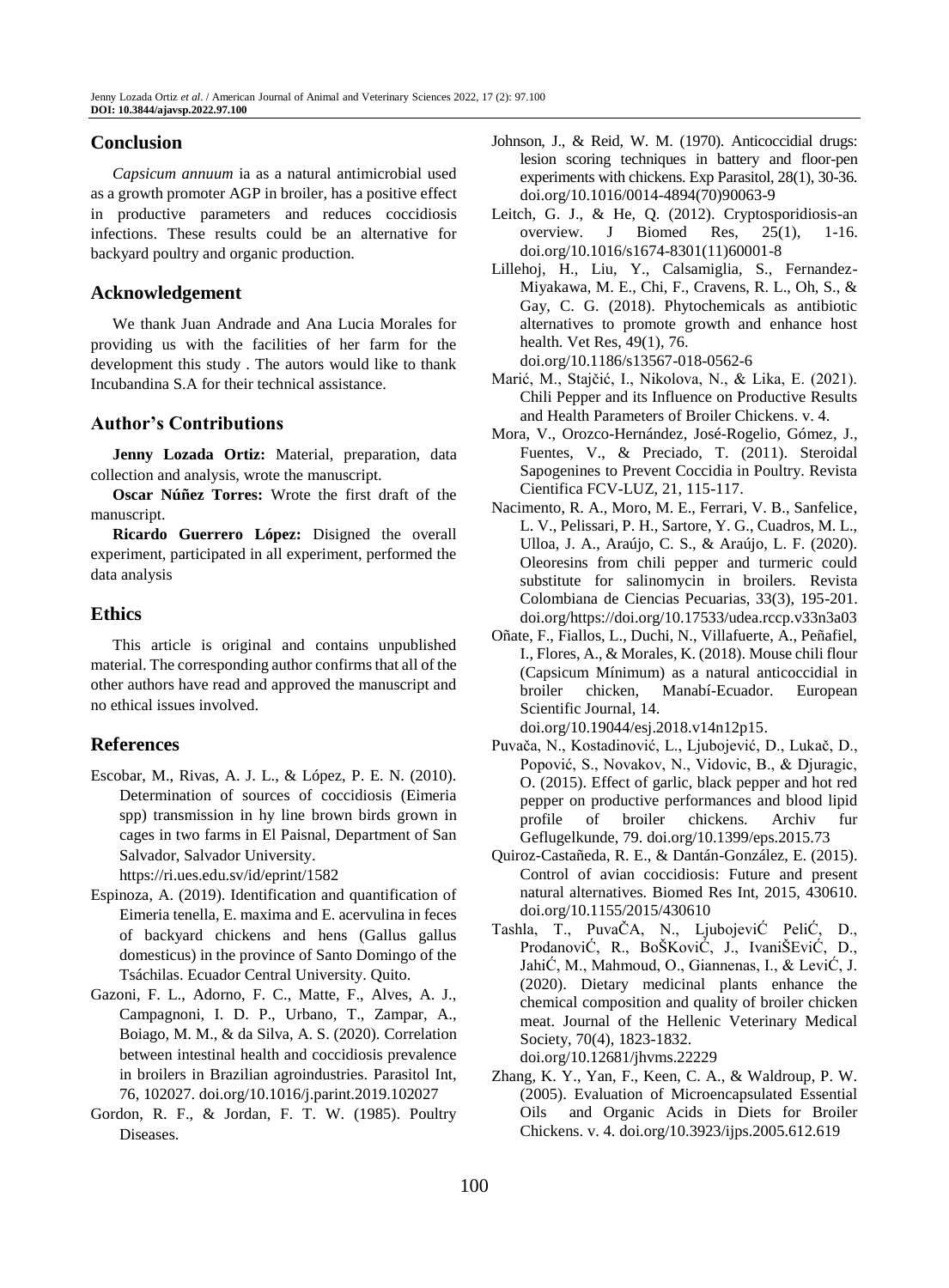## Conclusion

*Capsicum annuum* ia as a natural antimicrobial used as a growth promoter AGP in broiler, has a positive effect in productive parameters and reduces coccidiosis infections. These results could be an alternative for backyard poultry and organic production.

## Acknowledgement

We thank Juan Andrade and Ana Lucia Morales for providing us with the facilities of her farm for the development this study . The autors would like to thank Incubandina S.A for their technical assistance.

## Author's Contributions

**Jenny Lozada Ortiz:** Material, preparation, data collection and analysis, wrote the manuscript.

**Oscar Núñez Torres:** Wrote the first draft of the manuscript.

**Ricardo Guerrero López:** Disigned the overall experiment, participated in all experiment, performed the data analysis

## Ethics

This article is original and contains unpublished material. The corresponding author confirms that all of the other authors have read and approved the manuscript and no ethical issues involved.

## References

Escobar, M., Rivas, A. J. L., & López, P. E. N. (2010). Determination of sources of coccidiosis (Eimeria spp) transmission in hy line brown birds grown in cages in two farms in El Paisnal, Department of San Salvador, Salvador University. https://ri.ues.edu.sv/id/eprint/1582

Espinoza, A. (2019). Identification and quantification of Eimeria tenella, E. maxima and E. acervulina in feces of backyard chickens and hens (Gallus gallus domesticus) in the province of Santo Domingo of the Tsáchilas. Ecuador Central University. Quito.

Gazoni, F. L., Adorno, F. C., Matte, F., Alves, A. J., Campagnoni, I. D. P., Urbano, T., Zampar, A., Boiago, M. M., & da Silva, A. S. (2020). Correlation between intestinal health and coccidiosis prevalence in broilers in Brazilian agroindustries. Parasitol Int, 76, 102027. doi.org/10.1016/j.parint.2019.102027

Gordon, R. F., & Jordan, F. T. W. (1985). Poultry Diseases.

Johnson, J., & Reid, W. M. (1970). Anticoccidial drugs: lesion scoring techniques in battery and floor-pen experiments with chickens. Exp Parasitol, 28(1), 30-36. doi.org/10.1016/0014-4894(70)90063-9

Leitch, G. J., & He, Q. (2012). Cryptosporidiosis-an overview. J Biomed Res, 25(1), 1-16. doi.org/10.1016/s1674-8301(11)60001-8

Lillehoj, H., Liu, Y., Calsamiglia, S., Fernandez-Miyakawa, M. E., Chi, F., Cravens, R. L., Oh, S., & Gay, C. G. (2018). Phytochemicals as antibiotic alternatives to promote growth and enhance host health. Vet Res, 49(1), 76. doi.org/10.1186/s13567-018-0562-6

Marić, M., Stajčić, I., Nikolova, N., & Lika, E. (2021). Chili Pepper and its Influence on Productive Results and Health Parameters of Broiler Chickens. v. 4.

Mora, V., Orozco-Hernández, José-Rogelio, Gómez, J., Fuentes, V., & Preciado, T. (2011). Steroidal Sapogenines to Prevent Coccidia in Poultry. Revista Cientifica FCV-LUZ, 21, 115-117.

Nacimento, R. A., Moro, M. E., Ferrari, V. B., Sanfelice, L. V., Pelissari, P. H., Sartore, Y. G., Cuadros, M. L., Ulloa, J. A., Araújo, C. S., & Araújo, L. F. (2020). Oleoresins from chili pepper and turmeric could substitute for salinomycin in broilers. Revista Colombiana de Ciencias Pecuarias, 33(3), 195-201. doi.org/https://doi.org/10.17533/udea.rccp.v33n3a03

Oñate, F., Fiallos, L., Duchi, N., Villafuerte, A., Peñafiel, I., Flores, A., & Morales, K. (2018). Mouse chili flour (Capsicum Mínimum) as a natural anticoccidial in broiler chicken, Manabí-Ecuador. European Scientific Journal, 14. doi.org/10.19044/esj.2018.v14n12p15.

Puvača, N., Kostadinović, L., Ljubojević, D., Lukač, D., Popović, S., Novakov, N., Vidovic, B., & Djuragic, O. (2015). Effect of garlic, black pepper and hot red pepper on productive performances and blood lipid profile of broiler chickens. Archiv fur Geflugelkunde, 79. doi.org/10.1399/eps.2015.73

Quiroz-Castañeda, R. E., & Dantán-González, E. (2015). Control of avian coccidiosis: Future and present natural alternatives. Biomed Res Int, 2015, 430610. doi.org/10.1155/2015/430610

Tashla, T., PuvaČA, N., LjubojeviĆ PeliĆ, D., ProdanoviĆ, R., BoŠKoviĆ, J., IvaniŠEviĆ, D., JahiĆ, M., Mahmoud, O., Giannenas, I., & LeviĆ, J. (2020). Dietary medicinal plants enhance the chemical composition and quality of broiler chicken meat. Journal of the Hellenic Veterinary Medical Society, 70(4), 1823-1832. doi.org/10.12681/jhvms.22229

Zhang, K. Y., Yan, F., Keen, C. A., & Waldroup, P. W. (2005). Evaluation of Microencapsulated Essential Oils and Organic Acids in Diets for Broiler Chickens. v. 4. doi.org/10.3923/ijps.2005.612.619